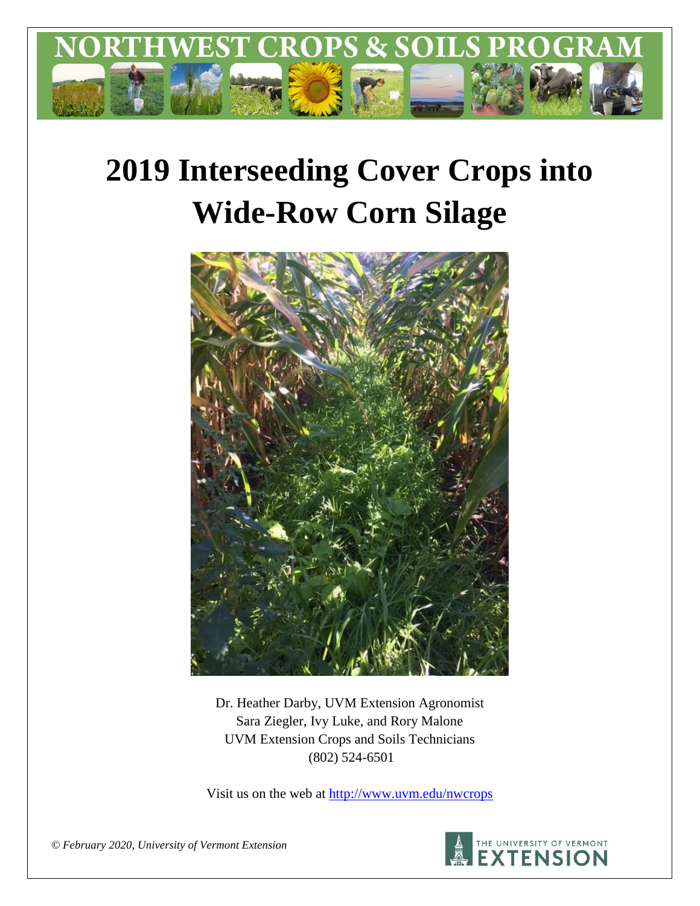# NORTHWEST CROPS & SOILS PROGRAM

# 2019 Interseeding Cover Crops into Wide-Row Corn Silage

Dr. Heather Darby, UVM Extension Agronomist
Sara Ziegler, Ivy Luke, and Rory Malone
UVM Extension Crops and Soils Technicians
(802) 524-6501

Visit us on the web at http://www.uvm.edu/nwcrops

*© February 2020, University of Vermont Extension*

THE UNIVERSITY OF VERMONT EXTENSION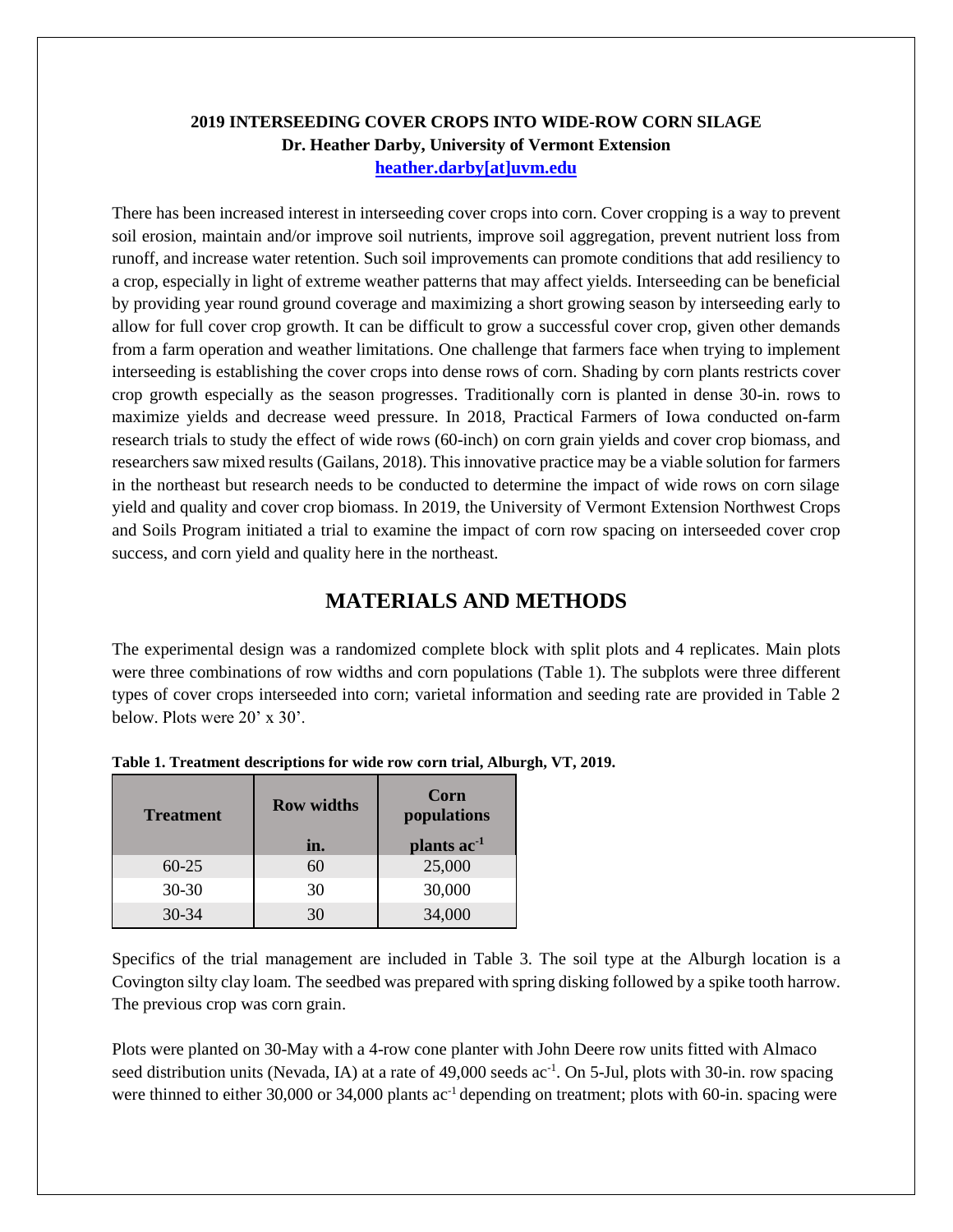**2019 INTERSEEDING COVER CROPS INTO WIDE-ROW CORN SILAGE**
**Dr. Heather Darby, University of Vermont Extension**
**heather.darby[at]uvm.edu**

There has been increased interest in interseeding cover crops into corn. Cover cropping is a way to prevent soil erosion, maintain and/or improve soil nutrients, improve soil aggregation, prevent nutrient loss from runoff, and increase water retention. Such soil improvements can promote conditions that add resiliency to a crop, especially in light of extreme weather patterns that may affect yields. Interseeding can be beneficial by providing year round ground coverage and maximizing a short growing season by interseeding early to allow for full cover crop growth. It can be difficult to grow a successful cover crop, given other demands from a farm operation and weather limitations. One challenge that farmers face when trying to implement interseeding is establishing the cover crops into dense rows of corn. Shading by corn plants restricts cover crop growth especially as the season progresses. Traditionally corn is planted in dense 30-in. rows to maximize yields and decrease weed pressure. In 2018, Practical Farmers of Iowa conducted on-farm research trials to study the effect of wide rows (60-inch) on corn grain yields and cover crop biomass, and researchers saw mixed results (Gailans, 2018). This innovative practice may be a viable solution for farmers in the northeast but research needs to be conducted to determine the impact of wide rows on corn silage yield and quality and cover crop biomass. In 2019, the University of Vermont Extension Northwest Crops and Soils Program initiated a trial to examine the impact of corn row spacing on interseeded cover crop success, and corn yield and quality here in the northeast.

## MATERIALS AND METHODS

The experimental design was a randomized complete block with split plots and 4 replicates. Main plots were three combinations of row widths and corn populations (Table 1). The subplots were three different types of cover crops interseeded into corn; varietal information and seeding rate are provided in Table 2 below. Plots were 20' x 30'.

**Table 1. Treatment descriptions for wide row corn trial, Alburgh, VT, 2019.**

| Treatment | Row widths | Corn populations |
|---|---|---|
| | in. | plants $ac^{-1}$ |
| 60-25 | 60 | 25,000 |
| 30-30 | 30 | 30,000 |
| 30-34 | 30 | 34,000 |

Specifics of the trial management are included in Table 3. The soil type at the Alburgh location is a Covington silty clay loam. The seedbed was prepared with spring disking followed by a spike tooth harrow. The previous crop was corn grain.

Plots were planted on 30-May with a 4-row cone planter with John Deere row units fitted with Almaco seed distribution units (Nevada, IA) at a rate of 49,000 seeds $ac^{-1}$. On 5-Jul, plots with 30-in. row spacing were thinned to either 30,000 or 34,000 plants $ac^{-1}$ depending on treatment; plots with 60-in. spacing were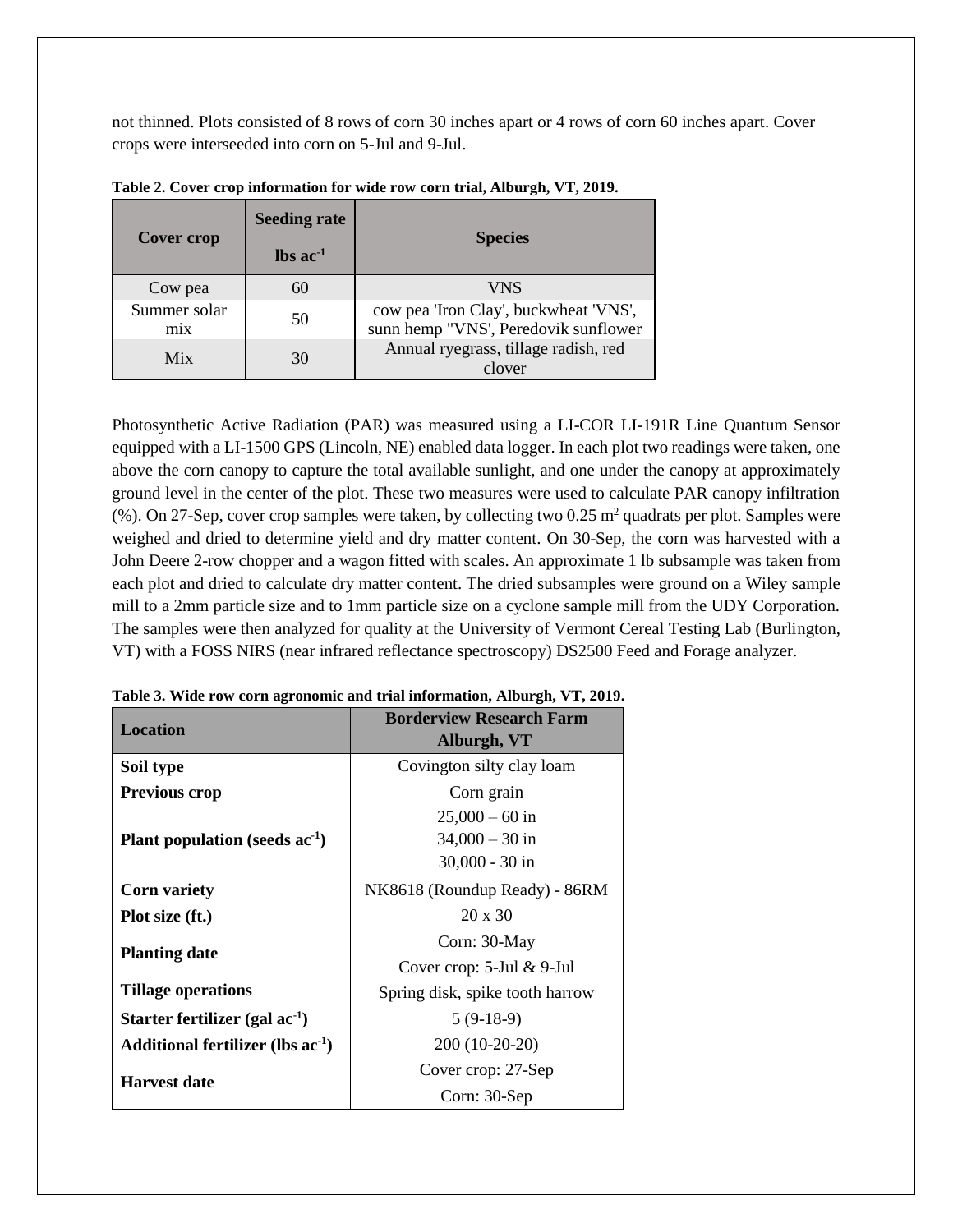not thinned. Plots consisted of 8 rows of corn 30 inches apart or 4 rows of corn 60 inches apart. Cover crops were interseeded into corn on 5-Jul and 9-Jul.

**Table 2. Cover crop information for wide row corn trial, Alburgh, VT, 2019.**

| Cover crop | Seeding rate lbs $ac^{-1}$ | Species |
|---|---|---|
| Cow pea | 60 | VNS |
| Summer solar mix | 50 | cow pea 'Iron Clay', buckwheat 'VNS', sunn hemp "VNS', Peredovik sunflower |
| Mix | 30 | Annual ryegrass, tillage radish, red clover |

Photosynthetic Active Radiation (PAR) was measured using a LI-COR LI-191R Line Quantum Sensor equipped with a LI-1500 GPS (Lincoln, NE) enabled data logger. In each plot two readings were taken, one above the corn canopy to capture the total available sunlight, and one under the canopy at approximately ground level in the center of the plot. These two measures were used to calculate PAR canopy infiltration (%). On 27-Sep, cover crop samples were taken, by collecting two 0.25 $m^2$ quadrats per plot. Samples were weighed and dried to determine yield and dry matter content. On 30-Sep, the corn was harvested with a John Deere 2-row chopper and a wagon fitted with scales. An approximate 1 lb subsample was taken from each plot and dried to calculate dry matter content. The dried subsamples were ground on a Wiley sample mill to a 2mm particle size and to 1mm particle size on a cyclone sample mill from the UDY Corporation. The samples were then analyzed for quality at the University of Vermont Cereal Testing Lab (Burlington, VT) with a FOSS NIRS (near infrared reflectance spectroscopy) DS2500 Feed and Forage analyzer.

**Table 3. Wide row corn agronomic and trial information, Alburgh, VT, 2019.**

| Location | Borderview Research Farm Alburgh, VT |
|---|---|
| **Soil type** | Covington silty clay loam |
| **Previous crop** | Corn grain |
| **Plant population (seeds $ac^{-1}$)** | 25,000 – 60 in<br>34,000 – 30 in<br>30,000 - 30 in |
| **Corn variety** | NK8618 (Roundup Ready) - 86RM |
| **Plot size (ft.)** | 20 x 30 |
| **Planting date** | Corn: 30-May<br>Cover crop: 5-Jul & 9-Jul |
| **Tillage operations** | Spring disk, spike tooth harrow |
| **Starter fertilizer (gal $ac^{-1}$)** | 5 (9-18-9) |
| **Additional fertilizer (lbs $ac^{-1}$)** | 200 (10-20-20) |
| **Harvest date** | Cover crop: 27-Sep<br>Corn: 30-Sep |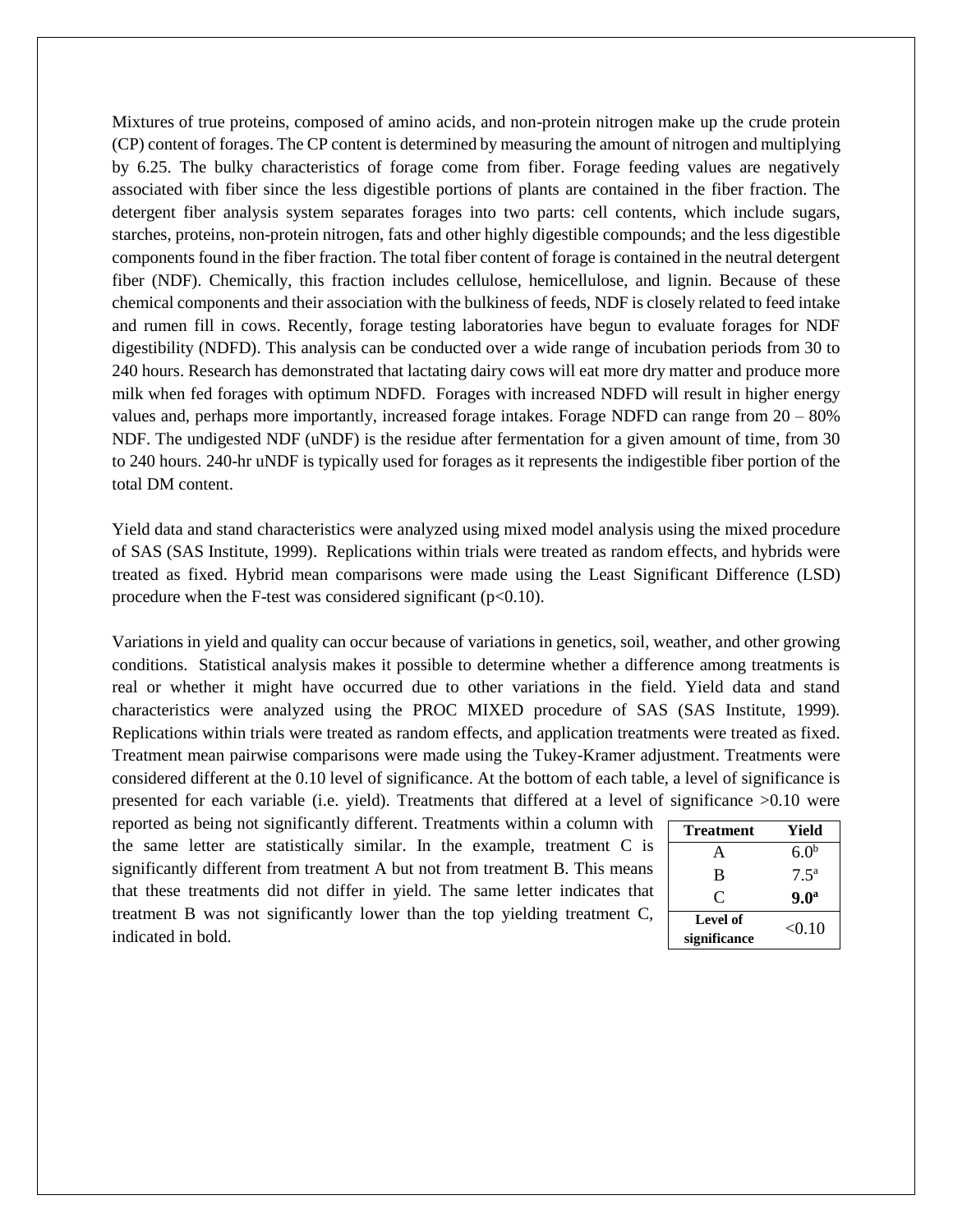Mixtures of true proteins, composed of amino acids, and non-protein nitrogen make up the crude protein (CP) content of forages. The CP content is determined by measuring the amount of nitrogen and multiplying by 6.25. The bulky characteristics of forage come from fiber. Forage feeding values are negatively associated with fiber since the less digestible portions of plants are contained in the fiber fraction. The detergent fiber analysis system separates forages into two parts: cell contents, which include sugars, starches, proteins, non-protein nitrogen, fats and other highly digestible compounds; and the less digestible components found in the fiber fraction. The total fiber content of forage is contained in the neutral detergent fiber (NDF). Chemically, this fraction includes cellulose, hemicellulose, and lignin. Because of these chemical components and their association with the bulkiness of feeds, NDF is closely related to feed intake and rumen fill in cows. Recently, forage testing laboratories have begun to evaluate forages for NDF digestibility (NDFD). This analysis can be conducted over a wide range of incubation periods from 30 to 240 hours. Research has demonstrated that lactating dairy cows will eat more dry matter and produce more milk when fed forages with optimum NDFD. Forages with increased NDFD will result in higher energy values and, perhaps more importantly, increased forage intakes. Forage NDFD can range from 20 – 80% NDF. The undigested NDF (uNDF) is the residue after fermentation for a given amount of time, from 30 to 240 hours. 240-hr uNDF is typically used for forages as it represents the indigestible fiber portion of the total DM content.

Yield data and stand characteristics were analyzed using mixed model analysis using the mixed procedure of SAS (SAS Institute, 1999). Replications within trials were treated as random effects, and hybrids were treated as fixed. Hybrid mean comparisons were made using the Least Significant Difference (LSD) procedure when the F-test was considered significant ($p<0.10$).

Variations in yield and quality can occur because of variations in genetics, soil, weather, and other growing conditions. Statistical analysis makes it possible to determine whether a difference among treatments is real or whether it might have occurred due to other variations in the field. Yield data and stand characteristics were analyzed using the PROC MIXED procedure of SAS (SAS Institute, 1999). Replications within trials were treated as random effects, and application treatments were treated as fixed. Treatment mean pairwise comparisons were made using the Tukey-Kramer adjustment. Treatments were considered different at the 0.10 level of significance. At the bottom of each table, a level of significance is presented for each variable (i.e. yield). Treatments that differed at a level of significance >0.10 were reported as being not significantly different. Treatments within a column with the same letter are statistically similar. In the example, treatment C is significantly different from treatment A but not from treatment B. This means that these treatments did not differ in yield. The same letter indicates that treatment B was not significantly lower than the top yielding treatment C, indicated in bold.

| Treatment | Yield |
|---|---|
| A | 6.0[b] |
| B | 7.5[a] |
| C | **9.0[a]** |
| **Level of significance** | <0.10 |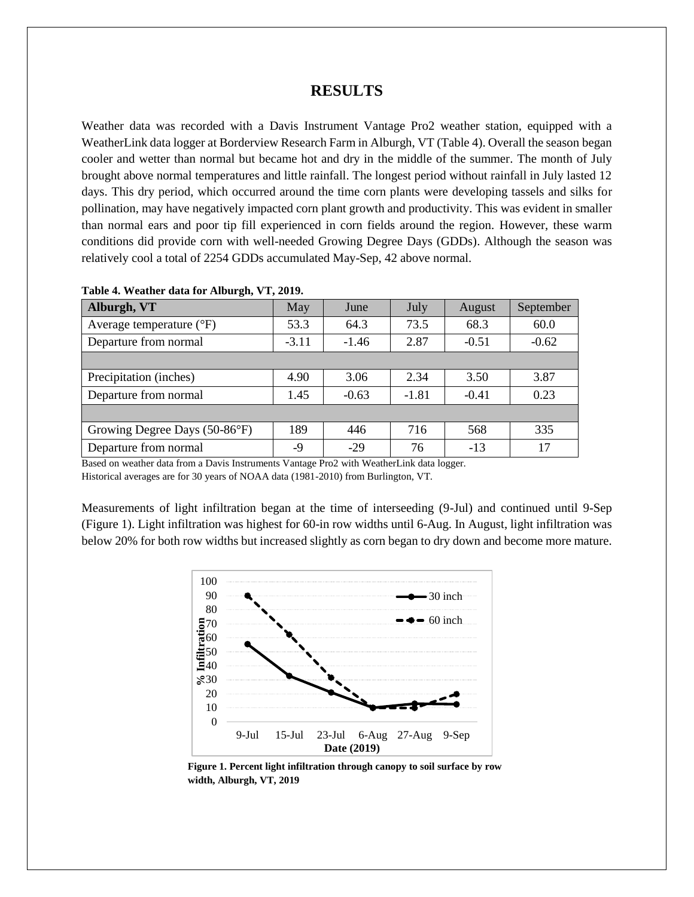# RESULTS

Weather data was recorded with a Davis Instrument Vantage Pro2 weather station, equipped with a WeatherLink data logger at Borderview Research Farm in Alburgh, VT (Table 4). Overall the season began cooler and wetter than normal but became hot and dry in the middle of the summer. The month of July brought above normal temperatures and little rainfall. The longest period without rainfall in July lasted 12 days. This dry period, which occurred around the time corn plants were developing tassels and silks for pollination, may have negatively impacted corn plant growth and productivity. This was evident in smaller than normal ears and poor tip fill experienced in corn fields around the region. However, these warm conditions did provide corn with well-needed Growing Degree Days (GDDs). Although the season was relatively cool a total of 2254 GDDs accumulated May-Sep, 42 above normal.

**Table 4. Weather data for Alburgh, VT, 2019.**

| Alburgh, VT | May | June | July | August | September |
|---|---|---|---|---|---|
| Average temperature (°F) | 53.3 | 64.3 | 73.5 | 68.3 | 60.0 |
| Departure from normal | -3.11 | -1.46 | 2.87 | -0.51 | -0.62 |
| | | | | | |
| Precipitation (inches) | 4.90 | 3.06 | 2.34 | 3.50 | 3.87 |
| Departure from normal | 1.45 | -0.63 | -1.81 | -0.41 | 0.23 |
| | | | | | |
| Growing Degree Days (50-86°F) | 189 | 446 | 716 | 568 | 335 |
| Departure from normal | -9 | -29 | 76 | -13 | 17 |

Based on weather data from a Davis Instruments Vantage Pro2 with WeatherLink data logger.
Historical averages are for 30 years of NOAA data (1981-2010) from Burlington, VT.

Measurements of light infiltration began at the time of interseeding (9-Jul) and continued until 9-Sep (Figure 1). Light infiltration was highest for 60-in row widths until 6-Aug. In August, light infiltration was below 20% for both row widths but increased slightly as corn began to dry down and become more mature.

**Figure 1. Percent light infiltration through canopy to soil surface by row width, Alburgh, VT, 2019**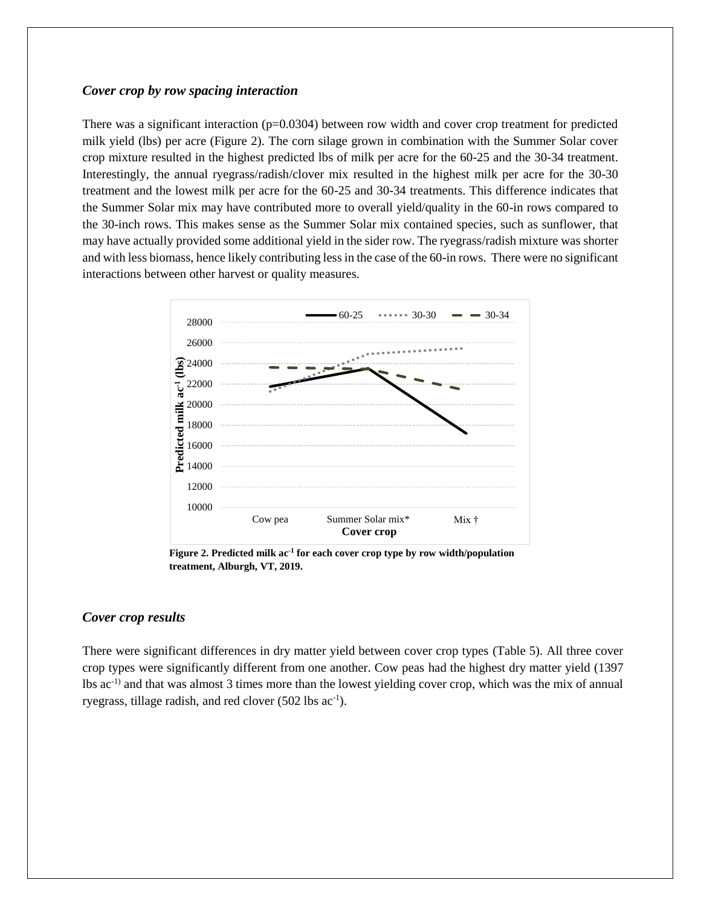### *Cover crop by row spacing interaction*

There was a significant interaction (p=0.0304) between row width and cover crop treatment for predicted milk yield (lbs) per acre (Figure 2). The corn silage grown in combination with the Summer Solar cover crop mixture resulted in the highest predicted lbs of milk per acre for the 60-25 and the 30-34 treatment. Interestingly, the annual ryegrass/radish/clover mix resulted in the highest milk per acre for the 30-30 treatment and the lowest milk per acre for the 60-25 and 30-34 treatments. This difference indicates that the Summer Solar mix may have contributed more to overall yield/quality in the 60-in rows compared to the 30-inch rows. This makes sense as the Summer Solar mix contained species, such as sunflower, that may have actually provided some additional yield in the sider row. The ryegrass/radish mixture was shorter and with less biomass, hence likely contributing less in the case of the 60-in rows. There were no significant interactions between other harvest or quality measures.

**Figure 2. Predicted milk ac$^{-1}$ for each cover crop type by row width/population treatment, Alburgh, VT, 2019.**

### *Cover crop results*

There were significant differences in dry matter yield between cover crop types (Table 5). All three cover crop types were significantly different from one another. Cow peas had the highest dry matter yield (1397 lbs ac$^{-1)}$ and that was almost 3 times more than the lowest yielding cover crop, which was the mix of annual ryegrass, tillage radish, and red clover (502 lbs ac$^{-1}$).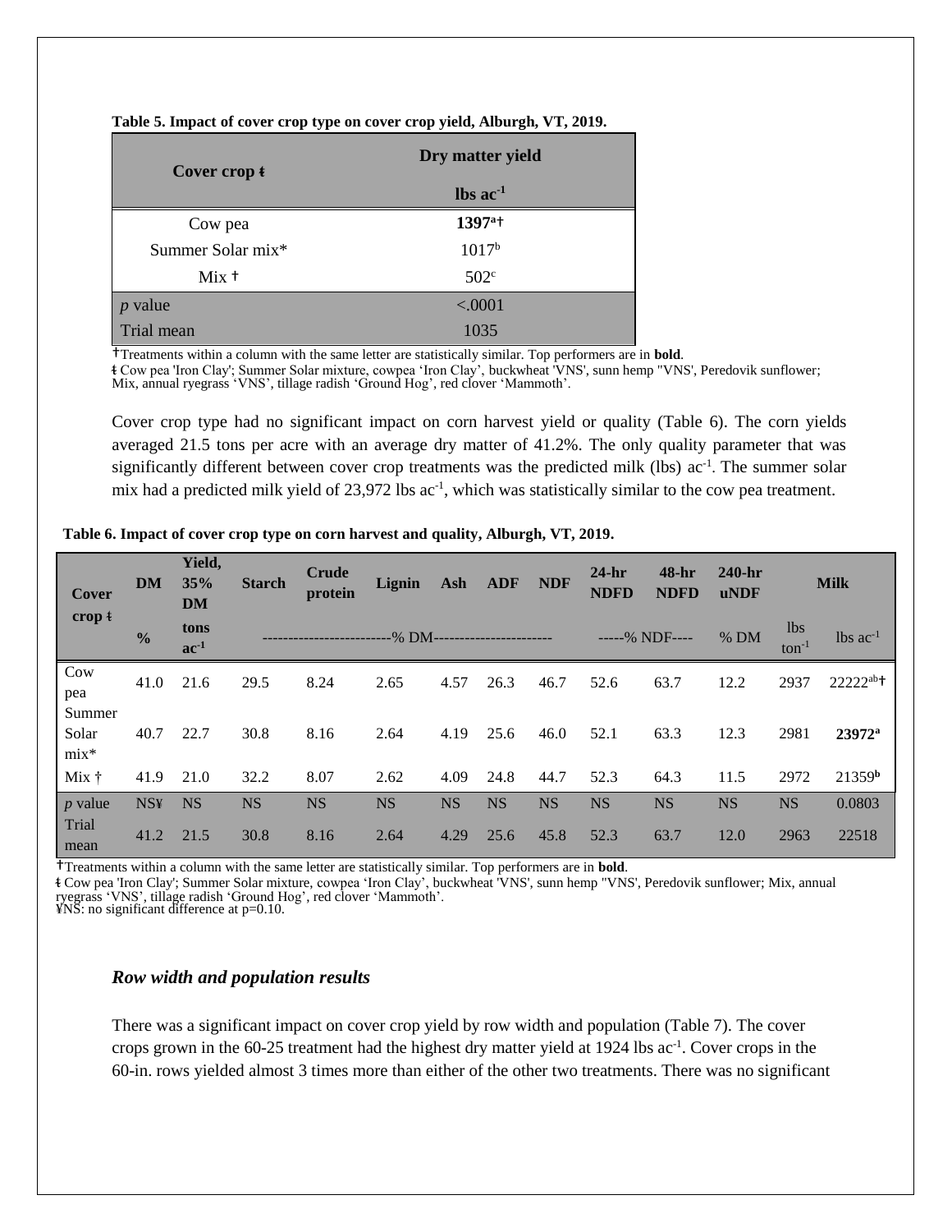**Table 5. Impact of cover crop type on cover crop yield, Alburgh, VT, 2019.**

| Cover crop ƚ | Dry matter yield |
|---|---|
| | lbs $ac^{-1}$ |
| Cow pea | **1397**[a]† |
| Summer Solar mix* | 1017[b] |
| Mix † | 502[c] |
| *p* value | <.0001 |
| Trial mean | 1035 |

†Treatments within a column with the same letter are statistically similar. Top performers are in **bold**.
ƚ Cow pea 'Iron Clay'; Summer Solar mixture, cowpea 'Iron Clay', buckwheat 'VNS', sunn hemp "VNS', Peredovik sunflower; Mix, annual ryegrass 'VNS', tillage radish 'Ground Hog', red clover 'Mammoth'.

Cover crop type had no significant impact on corn harvest yield or quality (Table 6). The corn yields averaged 21.5 tons per acre with an average dry matter of 41.2%. The only quality parameter that was significantly different between cover crop treatments was the predicted milk (lbs) $ac^{-1}$. The summer solar mix had a predicted milk yield of 23,972 lbs $ac^{-1}$, which was statistically similar to the cow pea treatment.

**Table 6. Impact of cover crop type on corn harvest and quality, Alburgh, VT, 2019.**

| Cover crop ƚ | DM | Yield, 35% DM | Starch | Crude protein | Lignin | Ash | ADF | NDF | 24-hr NDFD | 48-hr NDFD | 240-hr uNDF | Milk | |
|---|---|---|---|---|---|---|---|---|---|---|---|---|---|
| | % | tons $ac^{-1}$ | -------------------------% DM----------------------- | | | | | | -----% NDF---- | | % DM | lbs $ton^{-1}$ | lbs $ac^{-1}$ |
| Cow pea | 41.0 | 21.6 | 29.5 | 8.24 | 2.65 | 4.57 | 26.3 | 46.7 | 52.6 | 63.7 | 12.2 | 2937 | 22222[ab]† |
| Summer Solar mix* | 40.7 | 22.7 | 30.8 | 8.16 | 2.64 | 4.19 | 25.6 | 46.0 | 52.1 | 63.3 | 12.3 | 2981 | **23972**[a] |
| Mix † | 41.9 | 21.0 | 32.2 | 8.07 | 2.62 | 4.09 | 24.8 | 44.7 | 52.3 | 64.3 | 11.5 | 2972 | 21359[b] |
| *p* value | NS¥ | NS | NS | NS | NS | NS | NS | NS | NS | NS | NS | NS | 0.0803 |
| Trial mean | 41.2 | 21.5 | 30.8 | 8.16 | 2.64 | 4.29 | 25.6 | 45.8 | 52.3 | 63.7 | 12.0 | 2963 | 22518 |

†Treatments within a column with the same letter are statistically similar. Top performers are in **bold**.
ƚ Cow pea 'Iron Clay'; Summer Solar mixture, cowpea 'Iron Clay', buckwheat 'VNS', sunn hemp "VNS', Peredovik sunflower; Mix, annual ryegrass 'VNS', tillage radish 'Ground Hog', red clover 'Mammoth'.
¥NS: no significant difference at p=0.10.

### *Row width and population results*

There was a significant impact on cover crop yield by row width and population (Table 7). The cover crops grown in the 60-25 treatment had the highest dry matter yield at 1924 lbs $ac^{-1}$. Cover crops in the 60-in. rows yielded almost 3 times more than either of the other two treatments. There was no significant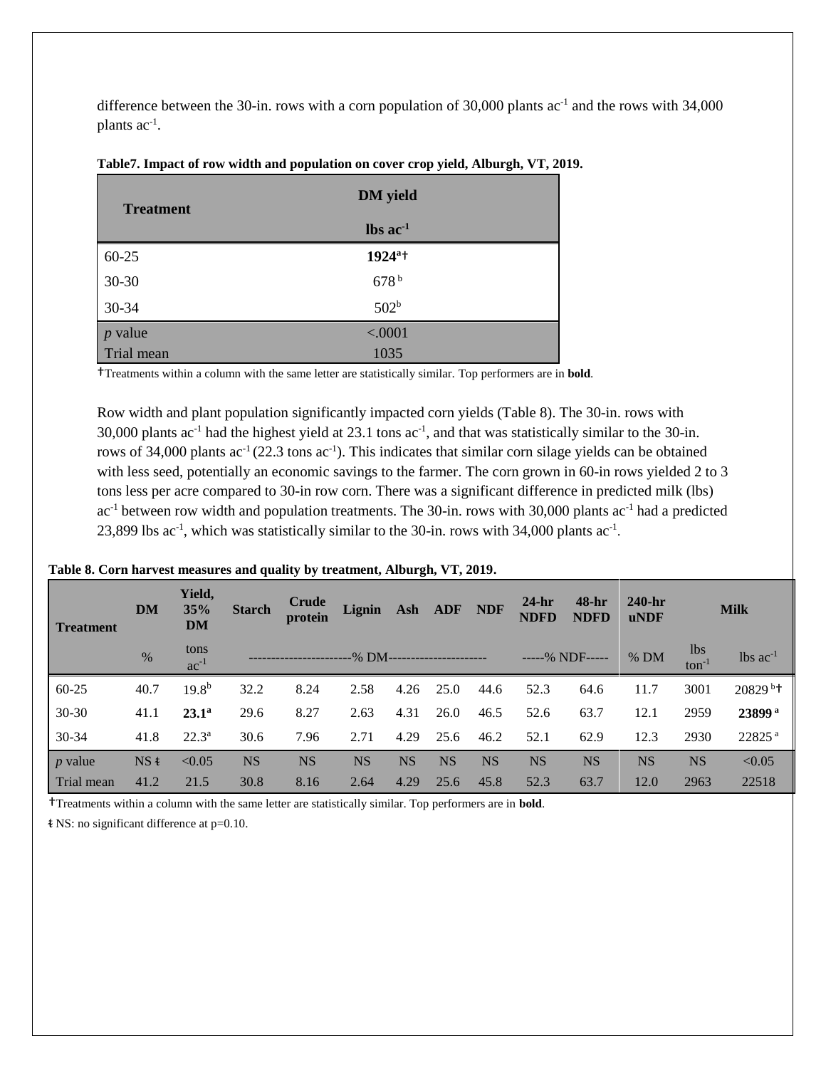difference between the 30-in. rows with a corn population of 30,000 plants ac$^{-1}$ and the rows with 34,000 plants ac$^{-1}$.

**Table7. Impact of row width and population on cover crop yield, Alburgh, VT, 2019.**

| Treatment | DM yield |
|---|---|
| | lbs ac$^{-1}$ |
| 60-25 | **1924**$^{a}$† |
| 30-30 | 678$^{b}$ |
| 30-34 | 502$^{b}$ |
| *p* value | <.0001 |
| Trial mean | 1035 |

†Treatments within a column with the same letter are statistically similar. Top performers are in **bold**.

Row width and plant population significantly impacted corn yields (Table 8). The 30-in. rows with 30,000 plants ac$^{-1}$ had the highest yield at 23.1 tons ac$^{-1}$, and that was statistically similar to the 30-in. rows of 34,000 plants ac$^{-1}$ (22.3 tons ac$^{-1}$). This indicates that similar corn silage yields can be obtained with less seed, potentially an economic savings to the farmer. The corn grown in 60-in rows yielded 2 to 3 tons less per acre compared to 30-in row corn. There was a significant difference in predicted milk (lbs) ac$^{-1}$ between row width and population treatments. The 30-in. rows with 30,000 plants ac$^{-1}$ had a predicted 23,899 lbs ac$^{-1}$, which was statistically similar to the 30-in. rows with 34,000 plants ac$^{-1}$.

**Table 8. Corn harvest measures and quality by treatment, Alburgh, VT, 2019.**

| Treatment | DM | Yield, 35% DM | Starch | Crude protein | Lignin | Ash | ADF | NDF | 24-hr NDFD | 48-hr NDFD | 240-hr uNDF | Milk | |
|---|---|---|---|---|---|---|---|---|---|---|---|---|---|
| | % | tons ac$^{-1}$ | -----------------------% DM---------------------- | | | | | | -----% NDF----- | | % DM | lbs ton$^{-1}$ | lbs ac$^{-1}$ |
| 60-25 | 40.7 | 19.8$^{b}$ | 32.2 | 8.24 | 2.58 | 4.26 | 25.0 | 44.6 | 52.3 | 64.6 | 11.7 | 3001 | 20829$^{b}$† |
| 30-30 | 41.1 | **23.1**$^{a}$ | 29.6 | 8.27 | 2.63 | 4.31 | 26.0 | 46.5 | 52.6 | 63.7 | 12.1 | 2959 | **23899**$^{a}$ |
| 30-34 | 41.8 | 22.3$^{a}$ | 30.6 | 7.96 | 2.71 | 4.29 | 25.6 | 46.2 | 52.1 | 62.9 | 12.3 | 2930 | 22825$^{a}$ |
| *p* value | NS ƚ | <0.05 | NS | NS | NS | NS | NS | NS | NS | NS | NS | NS | <0.05 |
| Trial mean | 41.2 | 21.5 | 30.8 | 8.16 | 2.64 | 4.29 | 25.6 | 45.8 | 52.3 | 63.7 | 12.0 | 2963 | 22518 |

†Treatments within a column with the same letter are statistically similar. Top performers are in **bold**.

ƚ NS: no significant difference at p=0.10.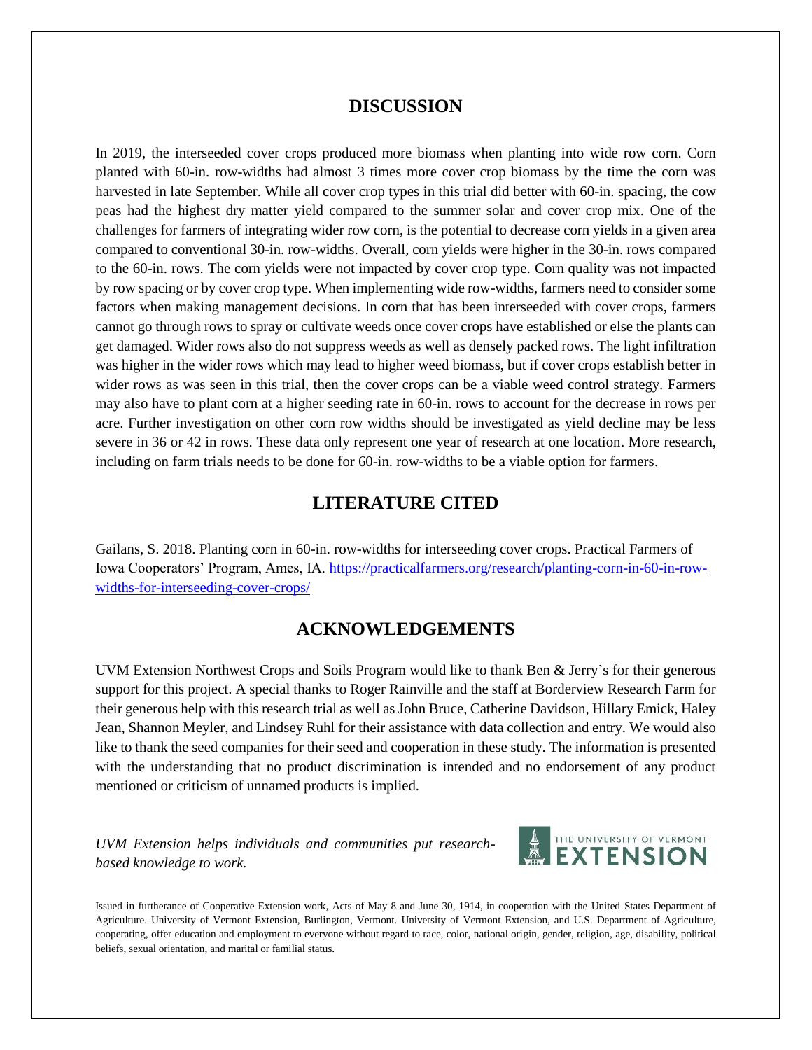## DISCUSSION

In 2019, the interseeded cover crops produced more biomass when planting into wide row corn. Corn planted with 60-in. row-widths had almost 3 times more cover crop biomass by the time the corn was harvested in late September. While all cover crop types in this trial did better with 60-in. spacing, the cow peas had the highest dry matter yield compared to the summer solar and cover crop mix. One of the challenges for farmers of integrating wider row corn, is the potential to decrease corn yields in a given area compared to conventional 30-in. row-widths. Overall, corn yields were higher in the 30-in. rows compared to the 60-in. rows. The corn yields were not impacted by cover crop type. Corn quality was not impacted by row spacing or by cover crop type. When implementing wide row-widths, farmers need to consider some factors when making management decisions. In corn that has been interseeded with cover crops, farmers cannot go through rows to spray or cultivate weeds once cover crops have established or else the plants can get damaged. Wider rows also do not suppress weeds as well as densely packed rows. The light infiltration was higher in the wider rows which may lead to higher weed biomass, but if cover crops establish better in wider rows as was seen in this trial, then the cover crops can be a viable weed control strategy. Farmers may also have to plant corn at a higher seeding rate in 60-in. rows to account for the decrease in rows per acre. Further investigation on other corn row widths should be investigated as yield decline may be less severe in 36 or 42 in rows. These data only represent one year of research at one location. More research, including on farm trials needs to be done for 60-in. row-widths to be a viable option for farmers.

## LITERATURE CITED

Gailans, S. 2018. Planting corn in 60-in. row-widths for interseeding cover crops. Practical Farmers of Iowa Cooperators' Program, Ames, IA. https://practicalfarmers.org/research/planting-corn-in-60-in-row-widths-for-interseeding-cover-crops/

## ACKNOWLEDGEMENTS

UVM Extension Northwest Crops and Soils Program would like to thank Ben & Jerry's for their generous support for this project. A special thanks to Roger Rainville and the staff at Borderview Research Farm for their generous help with this research trial as well as John Bruce, Catherine Davidson, Hillary Emick, Haley Jean, Shannon Meyler, and Lindsey Ruhl for their assistance with data collection and entry. We would also like to thank the seed companies for their seed and cooperation in these study. The information is presented with the understanding that no product discrimination is intended and no endorsement of any product mentioned or criticism of unnamed products is implied.

*UVM Extension helps individuals and communities put research-based knowledge to work.*

THE UNIVERSITY OF VERMONT EXTENSION

Issued in furtherance of Cooperative Extension work, Acts of May 8 and June 30, 1914, in cooperation with the United States Department of Agriculture. University of Vermont Extension, Burlington, Vermont. University of Vermont Extension, and U.S. Department of Agriculture, cooperating, offer education and employment to everyone without regard to race, color, national origin, gender, religion, age, disability, political beliefs, sexual orientation, and marital or familial status.